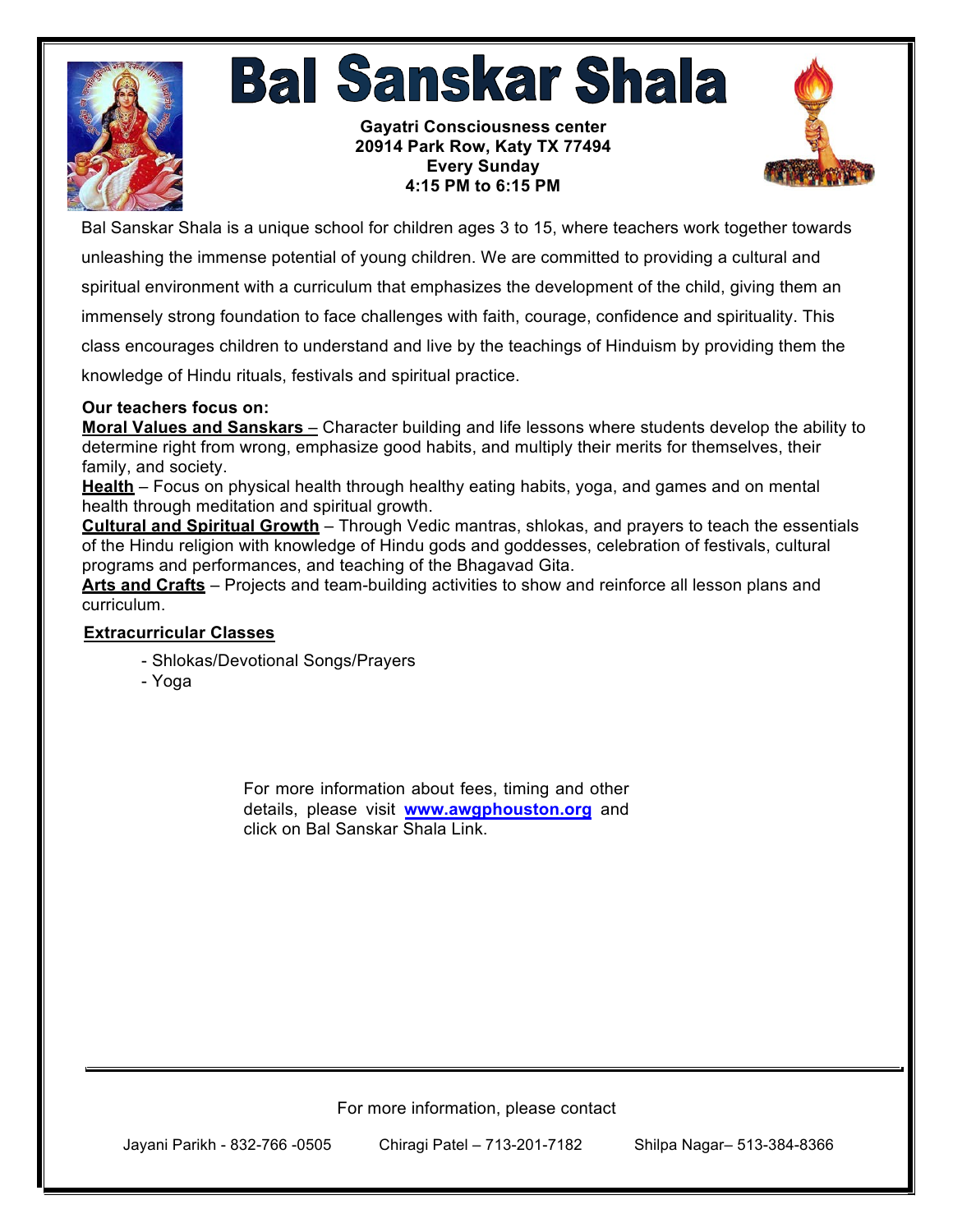# Bal Sanskar Shala

**Gayatri Consciousness center**
**20914 Park Row, Katy TX 77494**
**Every Sunday**
**4:15 PM to 6:15 PM**

Bal Sanskar Shala is a unique school for children ages 3 to 15, where teachers work together towards unleashing the immense potential of young children. We are committed to providing a cultural and spiritual environment with a curriculum that emphasizes the development of the child, giving them an immensely strong foundation to face challenges with faith, courage, confidence and spirituality. This class encourages children to understand and live by the teachings of Hinduism by providing them the knowledge of Hindu rituals, festivals and spiritual practice.

**Our teachers focus on:**

**Moral Values and Sanskars** – Character building and life lessons where students develop the ability to determine right from wrong, emphasize good habits, and multiply their merits for themselves, their family, and society.

**Health** – Focus on physical health through healthy eating habits, yoga, and games and on mental health through meditation and spiritual growth.

**Cultural and Spiritual Growth** – Through Vedic mantras, shlokas, and prayers to teach the essentials of the Hindu religion with knowledge of Hindu gods and goddesses, celebration of festivals, cultural programs and performances, and teaching of the Bhagavad Gita.

**Arts and Crafts** – Projects and team-building activities to show and reinforce all lesson plans and curriculum.

**Extracurricular Classes**

- Shlokas/Devotional Songs/Prayers
- Yoga

For more information about fees, timing and other details, please visit **www.awgphouston.org** and click on Bal Sanskar Shala Link.

---

For more information, please contact

Jayani Parikh - 832-766 -0505 Chiragi Patel – 713-201-7182 Shilpa Nagar– 513-384-8366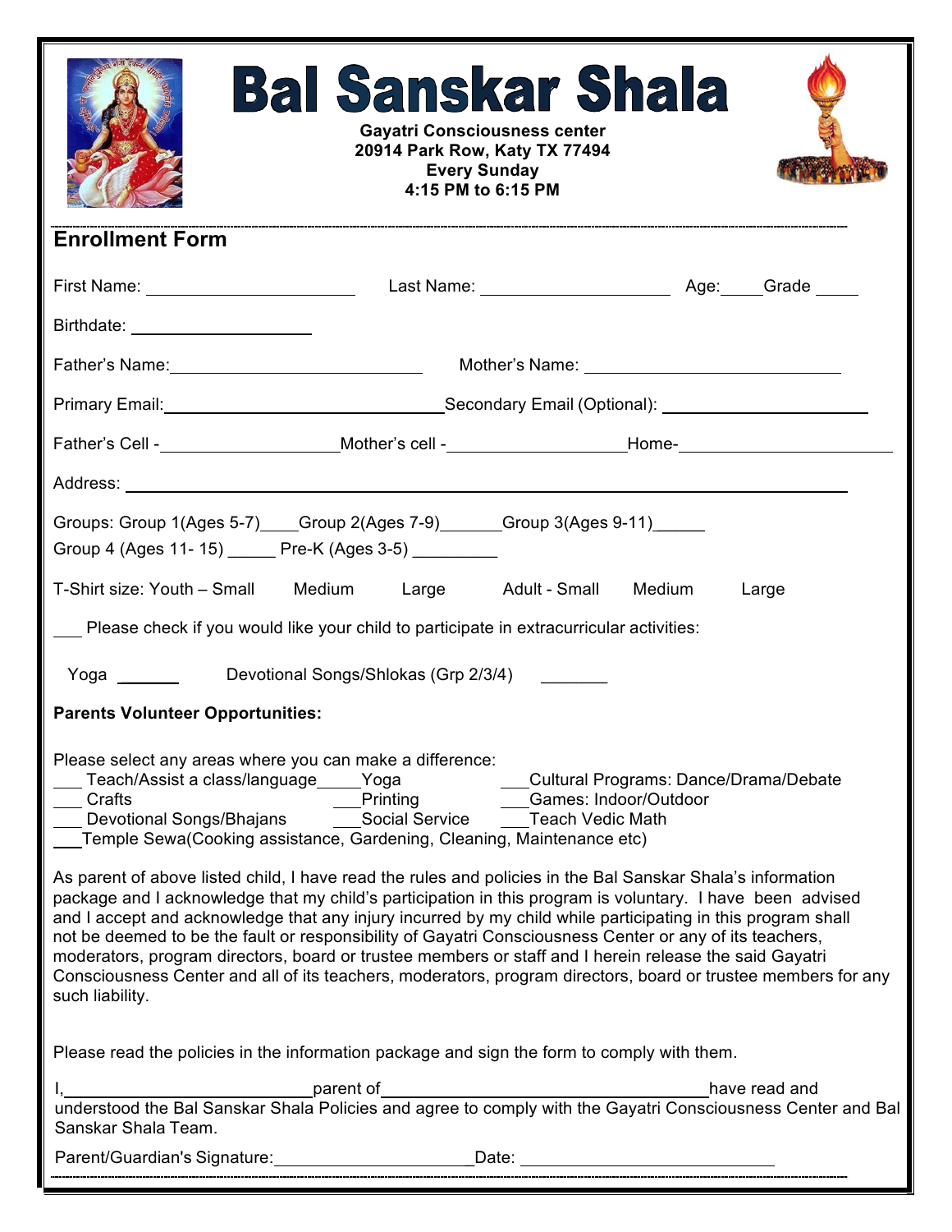# Bal Sanskar Shala

**Gayatri Consciousness center**
**20914 Park Row, Katy TX 77494**
**Every Sunday**
**4:15 PM to 6:15 PM**

## Enrollment Form

First Name: ______________________ Last Name: ____________________ Age:_____ Grade _____

Birthdate: ____________________

Father's Name: ____________________________ Mother's Name: ____________________________

Primary Email: ______________________________ Secondary Email (Optional): ______________________

Father's Cell - ____________________ Mother's cell - ____________________ Home- ______________________

Address: ______________________________________________________________________________

Groups: Group 1(Ages 5-7)____ Group 2(Ages 7-9)______ Group 3(Ages 9-11)______
Group 4 (Ages 11- 15) _____ Pre-K (Ages 3-5) _________

T-Shirt size: Youth – Small Medium Large Adult - Small Medium Large

___ Please check if you would like your child to participate in extracurricular activities:

Yoga _______ Devotional Songs/Shlokas (Grp 2/3/4) _______

**Parents Volunteer Opportunities:**

Please select any areas where you can make a difference:

___ Teach/Assist a class/language _____Yoga ___Cultural Programs: Dance/Drama/Debate
___ Crafts ___Printing ___Games: Indoor/Outdoor
___ Devotional Songs/Bhajans ___Social Service ___Teach Vedic Math
___Temple Sewa(Cooking assistance, Gardening, Cleaning, Maintenance etc)

As parent of above listed child, I have read the rules and policies in the Bal Sanskar Shala's information package and I acknowledge that my child's participation in this program is voluntary. I have been advised and I accept and acknowledge that any injury incurred by my child while participating in this program shall not be deemed to be the fault or responsibility of Gayatri Consciousness Center or any of its teachers, moderators, program directors, board or trustee members or staff and I herein release the said Gayatri Consciousness Center and all of its teachers, moderators, program directors, board or trustee members for any such liability.

Please read the policies in the information package and sign the form to comply with them.

I, ___________________________ parent of ____________________________________ have read and understood the Bal Sanskar Shala Policies and agree to comply with the Gayatri Consciousness Center and Bal Sanskar Shala Team.

Parent/Guardian's Signature: _____________________ Date: ____________________________